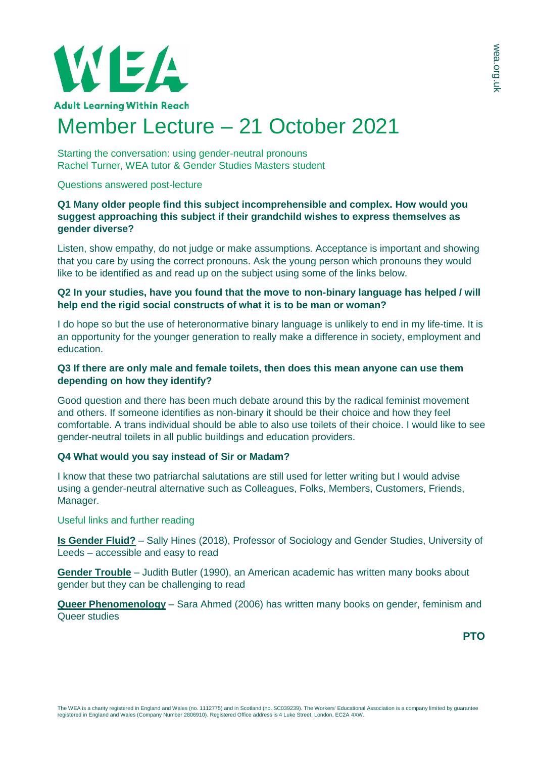**WEA**

**Adult Learning Within Reach**

# Member Lecture – 21 October 2021

Starting the conversation: using gender-neutral pronouns
Rachel Turner, WEA tutor & Gender Studies Masters student

Questions answered post-lecture

**Q1 Many older people find this subject incomprehensible and complex. How would you suggest approaching this subject if their grandchild wishes to express themselves as gender diverse?**

Listen, show empathy, do not judge or make assumptions. Acceptance is important and showing that you care by using the correct pronouns. Ask the young person which pronouns they would like to be identified as and read up on the subject using some of the links below.

**Q2 In your studies, have you found that the move to non-binary language has helped / will help end the rigid social constructs of what it is to be man or woman?**

I do hope so but the use of heteronormative binary language is unlikely to end in my life-time. It is an opportunity for the younger generation to really make a difference in society, employment and education.

**Q3 If there are only male and female toilets, then does this mean anyone can use them depending on how they identify?**

Good question and there has been much debate around this by the radical feminist movement and others. If someone identifies as non-binary it should be their choice and how they feel comfortable. A trans individual should be able to also use toilets of their choice. I would like to see gender-neutral toilets in all public buildings and education providers.

**Q4 What would you say instead of Sir or Madam?**

I know that these two patriarchal salutations are still used for letter writing but I would advise using a gender-neutral alternative such as Colleagues, Folks, Members, Customers, Friends, Manager.

Useful links and further reading

**Is Gender Fluid?** – Sally Hines (2018), Professor of Sociology and Gender Studies, University of Leeds – accessible and easy to read

**Gender Trouble** – Judith Butler (1990), an American academic has written many books about gender but they can be challenging to read

**Queer Phenomenology** – Sara Ahmed (2006) has written many books on gender, feminism and Queer studies

**PTO**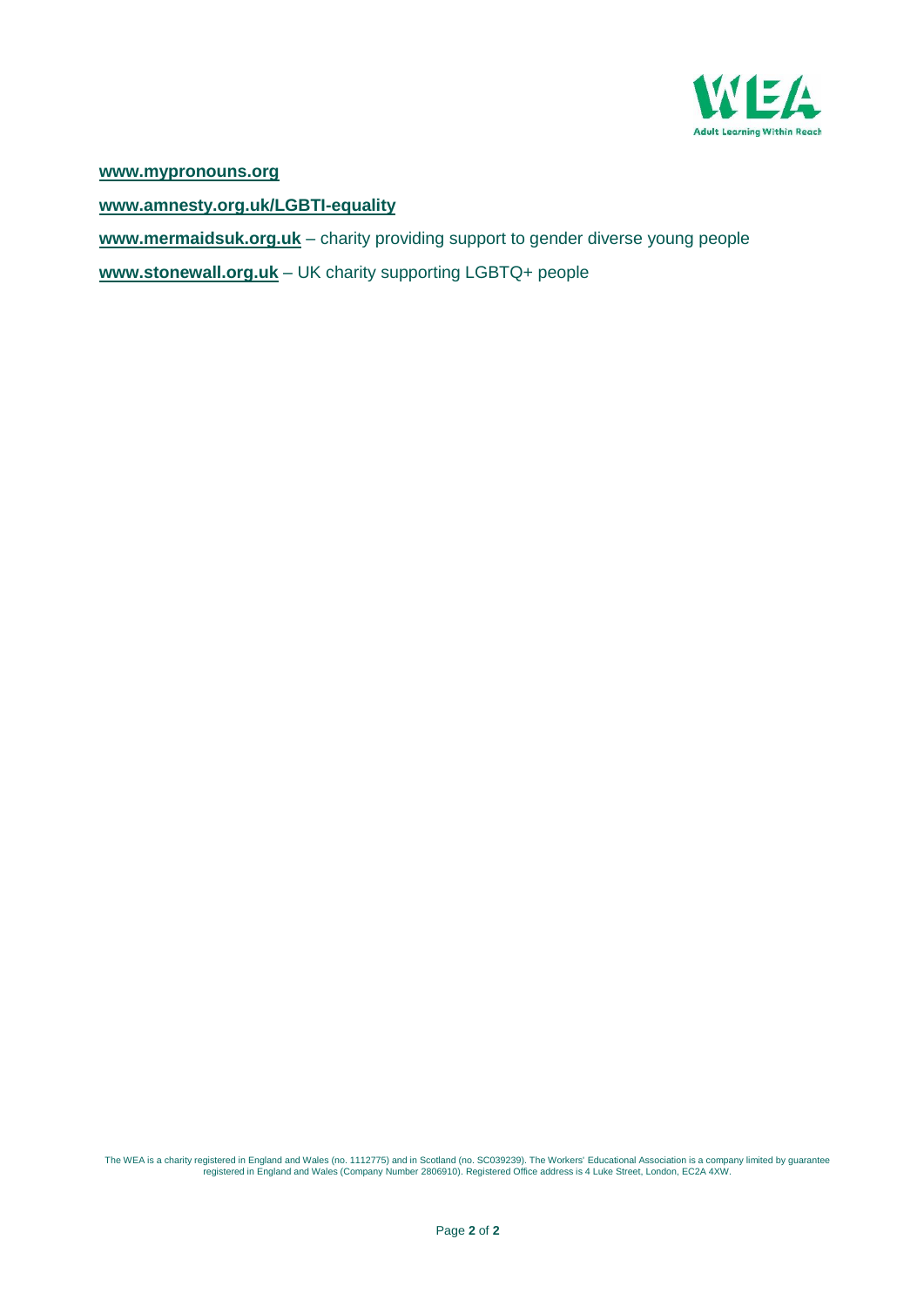**www.mypronouns.org**

**www.amnesty.org.uk/LGBTI-equality**

**www.mermaidsuk.org.uk** – charity providing support to gender diverse young people

**www.stonewall.org.uk** – UK charity supporting LGBTQ+ people

The WEA is a charity registered in England and Wales (no. 1112775) and in Scotland (no. SC039239). The Workers' Educational Association is a company limited by guarantee registered in England and Wales (Company Number 2806910). Registered Office address is 4 Luke Street, London, EC2A 4XW.